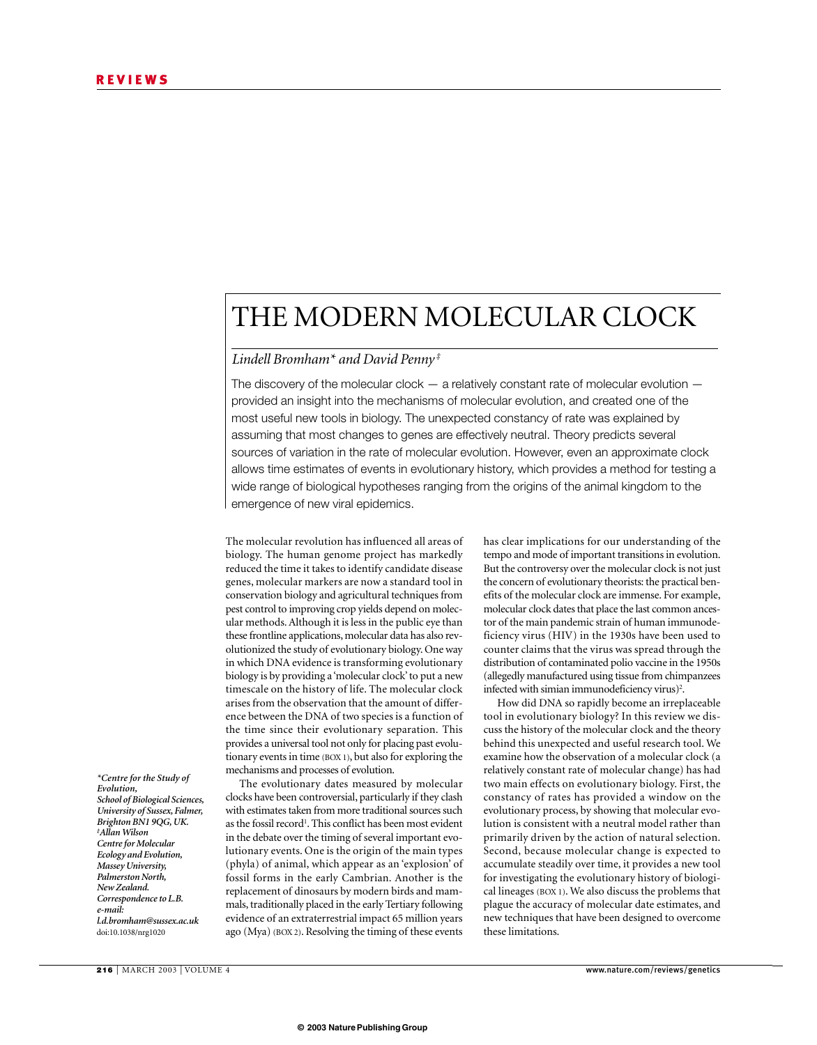# THE MODERN MOLECULAR CLOCK

*Lindell Bromham\* and David Penny‡*

The discovery of the molecular clock — a relatively constant rate of molecular evolution — provided an insight into the mechanisms of molecular evolution, and created one of the most useful new tools in biology. The unexpected constancy of rate was explained by assuming that most changes to genes are effectively neutral. Theory predicts several sources of variation in the rate of molecular evolution. However, even an approximate clock allows time estimates of events in evolutionary history, which provides a method for testing a wide range of biological hypotheses ranging from the origins of the animal kingdom to the emergence of new viral epidemics.

The molecular revolution has influenced all areas of biology. The human genome project has markedly reduced the time it takes to identify candidate disease genes, molecular markers are now a standard tool in conservation biology and agricultural techniques from pest control to improving crop yields depend on molecular methods. Although it is less in the public eye than these frontline applications, molecular data has also revolutionized the study of evolutionary biology. One way in which DNA evidence is transforming evolutionary biology is by providing a 'molecular clock' to put a new timescale on the history of life. The molecular clock arises from the observation that the amount of difference between the DNA of two species is a function of the time since their evolutionary separation. This provides a universal tool not only for placing past evolutionary events in time (BOX 1), but also for exploring the mechanisms and processes of evolution.

The evolutionary dates measured by molecular clocks have been controversial, particularly if they clash with estimates taken from more traditional sources such as the fossil record[1]. This conflict has been most evident in the debate over the timing of several important evolutionary events. One is the origin of the main types (phyla) of animal, which appear as an 'explosion' of fossil forms in the early Cambrian. Another is the replacement of dinosaurs by modern birds and mammals, traditionally placed in the early Tertiary following evidence of an extraterrestrial impact 65 million years ago (Mya) (BOX 2). Resolving the timing of these events has clear implications for our understanding of the tempo and mode of important transitions in evolution. But the controversy over the molecular clock is not just the concern of evolutionary theorists: the practical benefits of the molecular clock are immense. For example, molecular clock dates that place the last common ancestor of the main pandemic strain of human immunodeficiency virus (HIV) in the 1930s have been used to counter claims that the virus was spread through the distribution of contaminated polio vaccine in the 1950s (allegedly manufactured using tissue from chimpanzees infected with simian immunodeficiency virus)[2].

How did DNA so rapidly become an irreplaceable tool in evolutionary biology? In this review we discuss the history of the molecular clock and the theory behind this unexpected and useful research tool. We examine how the observation of a molecular clock (a relatively constant rate of molecular change) has had two main effects on evolutionary biology. First, the constancy of rates has provided a window on the evolutionary process, by showing that molecular evolution is consistent with a neutral model rather than primarily driven by the action of natural selection. Second, because molecular change is expected to accumulate steadily over time, it provides a new tool for investigating the evolutionary history of biological lineages (BOX 1). We also discuss the problems that plague the accuracy of molecular date estimates, and new techniques that have been designed to overcome these limitations.

*\*Centre for the Study of Evolution, School of Biological Sciences, University of Sussex, Falmer, Brighton BN1 9QG, UK.*
*‡Allan Wilson Centre for Molecular Ecology and Evolution, Massey University, Palmerston North, New Zealand.*
*Correspondence to L.B. e-mail: l.d.bromham@sussex.ac.uk*
doi:10.1038/nrg1020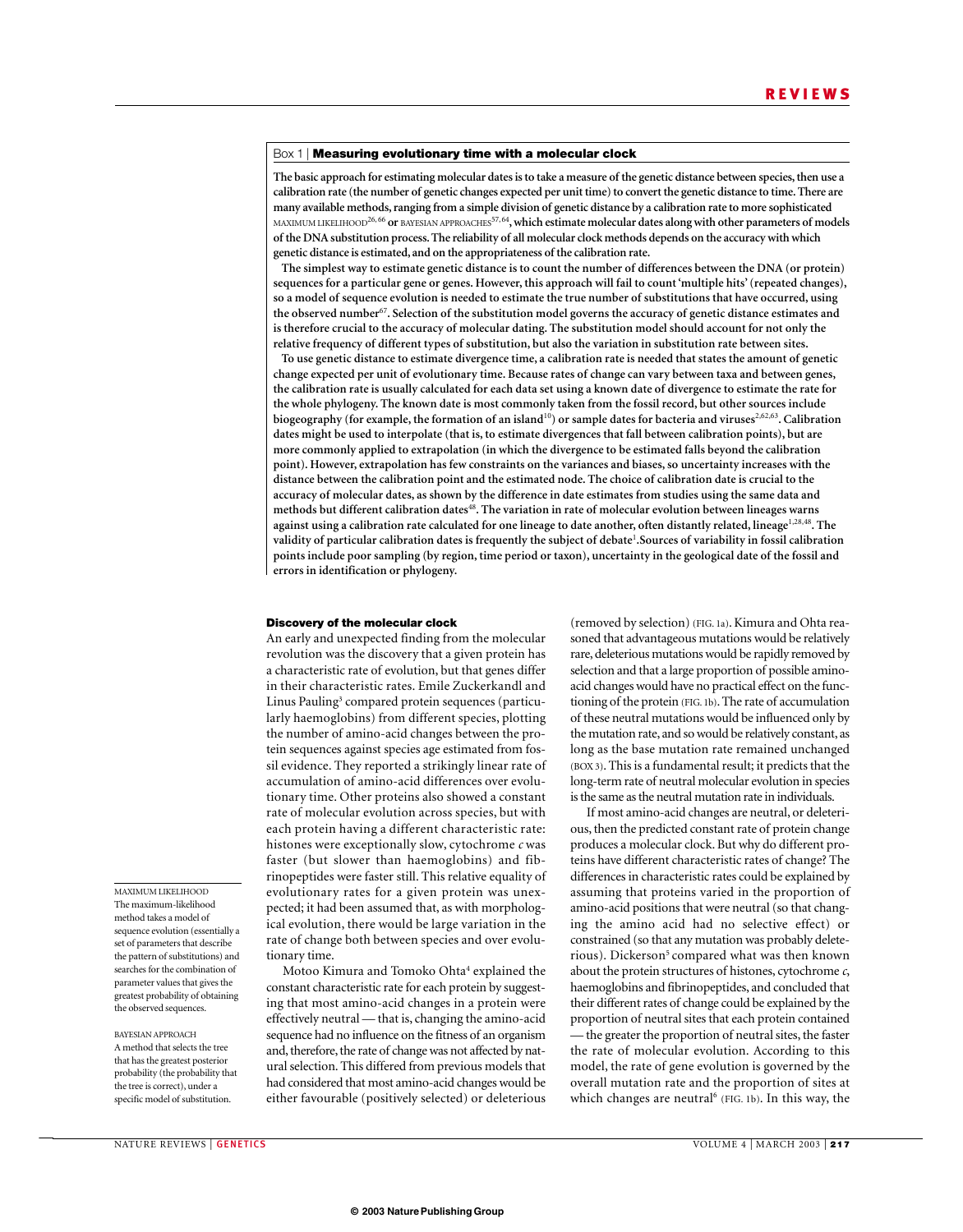## Box 1 | Measuring evolutionary time with a molecular clock

**The basic approach for estimating molecular dates is to take a measure of the genetic distance between species, then use a calibration rate (the number of genetic changes expected per unit time) to convert the genetic distance to time. There are many available methods, ranging from a simple division of genetic distance by a calibration rate to more sophisticated MAXIMUM LIKELIHOOD[26,66] or BAYESIAN APPROACHES[57,64], which estimate molecular dates along with other parameters of models of the DNA substitution process. The reliability of all molecular clock methods depends on the accuracy with which genetic distance is estimated, and on the appropriateness of the calibration rate.**

**The simplest way to estimate genetic distance is to count the number of differences between the DNA (or protein) sequences for a particular gene or genes. However, this approach will fail to count 'multiple hits' (repeated changes), so a model of sequence evolution is needed to estimate the true number of substitutions that have occurred, using the observed number[67]. Selection of the substitution model governs the accuracy of genetic distance estimates and is therefore crucial to the accuracy of molecular dating. The substitution model should account for not only the relative frequency of different types of substitution, but also the variation in substitution rate between sites.**

**To use genetic distance to estimate divergence time, a calibration rate is needed that states the amount of genetic change expected per unit of evolutionary time. Because rates of change can vary between taxa and between genes, the calibration rate is usually calculated for each data set using a known date of divergence to estimate the rate for the whole phylogeny. The known date is most commonly taken from the fossil record, but other sources include biogeography (for example, the formation of an island[10]) or sample dates for bacteria and viruses[2,62,63]. Calibration dates might be used to interpolate (that is, to estimate divergences that fall between calibration points), but are more commonly applied to extrapolation (in which the divergence to be estimated falls beyond the calibration point). However, extrapolation has few constraints on the variances and biases, so uncertainty increases with the distance between the calibration point and the estimated node. The choice of calibration date is crucial to the accuracy of molecular dates, as shown by the difference in date estimates from studies using the same data and methods but different calibration dates[48]. The variation in rate of molecular evolution between lineages warns against using a calibration rate calculated for one lineage to date another, often distantly related, lineage[1,28,48]. The validity of particular calibration dates is frequently the subject of debate[1]. Sources of variability in fossil calibration points include poor sampling (by region, time period or taxon), uncertainty in the geological date of the fossil and errors in identification or phylogeny.**

### Discovery of the molecular clock

An early and unexpected finding from the molecular revolution was the discovery that a given protein has a characteristic rate of evolution, but that genes differ in their characteristic rates. Emile Zuckerkandl and Linus Pauling[3] compared protein sequences (particularly haemoglobins) from different species, plotting the number of amino-acid changes between the protein sequences against species age estimated from fossil evidence. They reported a strikingly linear rate of accumulation of amino-acid differences over evolutionary time. Other proteins also showed a constant rate of molecular evolution across species, but with each protein having a different characteristic rate: histones were exceptionally slow, cytochrome *c* was faster (but slower than haemoglobins) and fibrinopeptides were faster still. This relative equality of evolutionary rates for a given protein was unexpected; it had been assumed that, as with morphological evolution, there would be large variation in the rate of change both between species and over evolutionary time.

Motoo Kimura and Tomoko Ohta[4] explained the constant characteristic rate for each protein by suggesting that most amino-acid changes in a protein were effectively neutral — that is, changing the amino-acid sequence had no influence on the fitness of an organism and, therefore, the rate of change was not affected by natural selection. This differed from previous models that had considered that most amino-acid changes would be either favourable (positively selected) or deleterious (removed by selection) (FIG. 1a). Kimura and Ohta reasoned that advantageous mutations would be relatively rare, deleterious mutations would be rapidly removed by selection and that a large proportion of possible amino-acid changes would have no practical effect on the functioning of the protein (FIG. 1b). The rate of accumulation of these neutral mutations would be influenced only by the mutation rate, and so would be relatively constant, as long as the base mutation rate remained unchanged (BOX 3). This is a fundamental result; it predicts that the long-term rate of neutral molecular evolution in species is the same as the neutral mutation rate in individuals.

If most amino-acid changes are neutral, or deleterious, then the predicted constant rate of protein change produces a molecular clock. But why do different proteins have different characteristic rates of change? The differences in characteristic rates could be explained by assuming that proteins varied in the proportion of amino-acid positions that were neutral (so that changing the amino acid had no selective effect) or constrained (so that any mutation was probably deleterious). Dickerson[5] compared what was then known about the protein structures of histones, cytochrome *c*, haemoglobins and fibrinopeptides, and concluded that their different rates of change could be explained by the proportion of neutral sites that each protein contained — the greater the proportion of neutral sites, the faster the rate of molecular evolution. According to this model, the rate of gene evolution is governed by the overall mutation rate and the proportion of sites at which changes are neutral[6] (FIG. 1b). In this way, the

MAXIMUM LIKELIHOOD
The maximum-likelihood method takes a model of sequence evolution (essentially a set of parameters that describe the pattern of substitutions) and searches for the combination of parameter values that gives the greatest probability of obtaining the observed sequences.

BAYESIAN APPROACH
A method that selects the tree that has the greatest posterior probability (the probability that the tree is correct), under a specific model of substitution.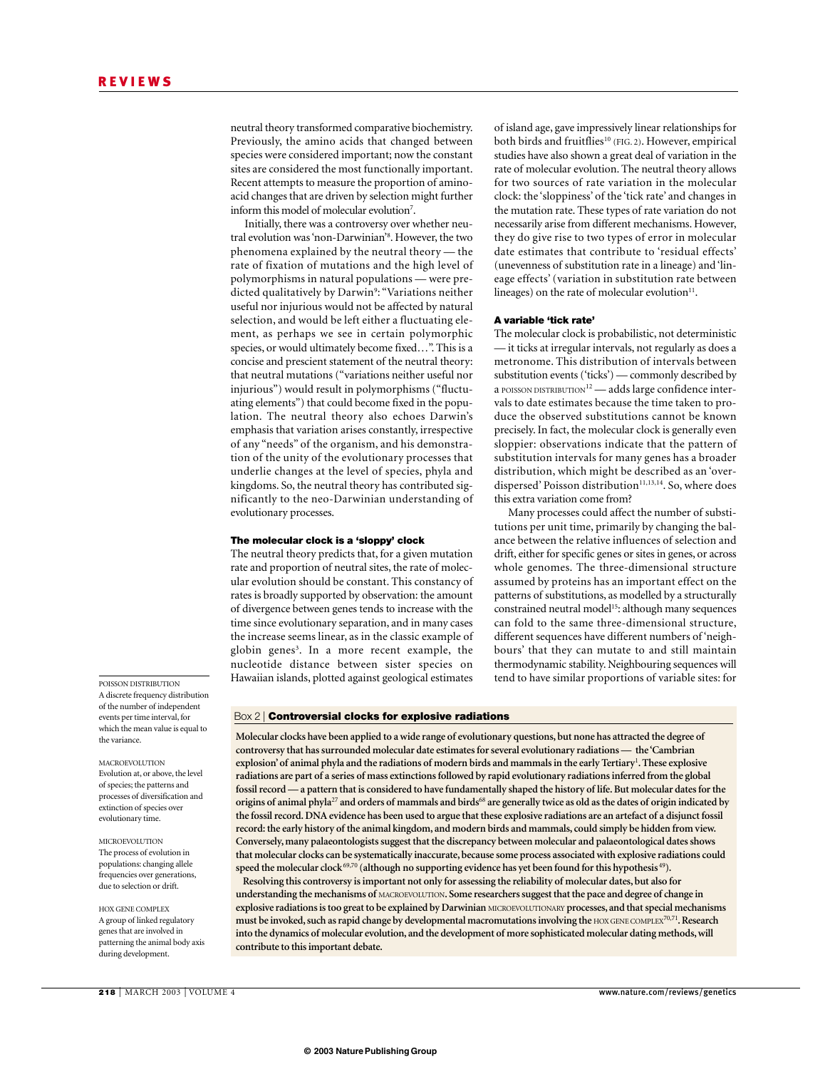neutral theory transformed comparative biochemistry. Previously, the amino acids that changed between species were considered important; now the constant sites are considered the most functionally important. Recent attempts to measure the proportion of amino-acid changes that are driven by selection might further inform this model of molecular evolution[7].

Initially, there was a controversy over whether neutral evolution was 'non-Darwinian'[8]. However, the two phenomena explained by the neutral theory — the rate of fixation of mutations and the high level of polymorphisms in natural populations — were predicted qualitatively by Darwin[9]: "Variations neither useful nor injurious would not be affected by natural selection, and would be left either a fluctuating element, as perhaps we see in certain polymorphic species, or would ultimately become fixed…". This is a concise and prescient statement of the neutral theory: that neutral mutations ("variations neither useful nor injurious") would result in polymorphisms ("fluctuating elements") that could become fixed in the population. The neutral theory also echoes Darwin's emphasis that variation arises constantly, irrespective of any "needs" of the organism, and his demonstration of the unity of the evolutionary processes that underlie changes at the level of species, phyla and kingdoms. So, the neutral theory has contributed significantly to the neo-Darwinian understanding of evolutionary processes.

### The molecular clock is a 'sloppy' clock

The neutral theory predicts that, for a given mutation rate and proportion of neutral sites, the rate of molecular evolution should be constant. This constancy of rates is broadly supported by observation: the amount of divergence between genes tends to increase with the time since evolutionary separation, and in many cases the increase seems linear, as in the classic example of globin genes[3]. In a more recent example, the nucleotide distance between sister species on Hawaiian islands, plotted against geological estimates of island age, gave impressively linear relationships for both birds and fruitflies[10] (FIG. 2). However, empirical studies have also shown a great deal of variation in the rate of molecular evolution. The neutral theory allows for two sources of rate variation in the molecular clock: the 'sloppiness' of the 'tick rate' and changes in the mutation rate. These types of rate variation do not necessarily arise from different mechanisms. However, they do give rise to two types of error in molecular date estimates that contribute to 'residual effects' (unevenness of substitution rate in a lineage) and 'lineage effects' (variation in substitution rate between lineages) on the rate of molecular evolution[11].

### A variable 'tick rate'

The molecular clock is probabilistic, not deterministic — it ticks at irregular intervals, not regularly as does a metronome. This distribution of intervals between substitution events ('ticks') — commonly described by a POISSON DISTRIBUTION[12] — adds large confidence intervals to date estimates because the time taken to produce the observed substitutions cannot be known precisely. In fact, the molecular clock is generally even sloppier: observations indicate that the pattern of substitution intervals for many genes has a broader distribution, which might be described as an 'overdispersed' Poisson distribution[11,13,14]. So, where does this extra variation come from?

Many processes could affect the number of substitutions per unit time, primarily by changing the balance between the relative influences of selection and drift, either for specific genes or sites in genes, or across whole genomes. The three-dimensional structure assumed by proteins has an important effect on the patterns of substitutions, as modelled by a structurally constrained neutral model[15]: although many sequences can fold to the same three-dimensional structure, different sequences have different numbers of 'neighbours' that they can mutate to and still maintain thermodynamic stability. Neighbouring sequences will tend to have similar proportions of variable sites: for

POISSON DISTRIBUTION
A discrete frequency distribution of the number of independent events per time interval, for which the mean value is equal to the variance.

MACROEVOLUTION
Evolution at, or above, the level of species; the patterns and processes of diversification and extinction of species over evolutionary time.

MICROEVOLUTION
The process of evolution in populations: changing allele frequencies over generations, due to selection or drift.

HOX GENE COMPLEX
A group of linked regulatory genes that are involved in patterning the animal body axis during development.

**Box 2 | Controversial clocks for explosive radiations**

**Molecular clocks have been applied to a wide range of evolutionary questions, but none has attracted the degree of controversy that has surrounded molecular date estimates for several evolutionary radiations — the 'Cambrian explosion' of animal phyla and the radiations of modern birds and mammals in the early Tertiary[1]. These explosive radiations are part of a series of mass extinctions followed by rapid evolutionary radiations inferred from the global fossil record — a pattern that is considered to have fundamentally shaped the history of life. But molecular dates for the origins of animal phyla[27] and orders of mammals and birds[68] are generally twice as old as the dates of origin indicated by the fossil record. DNA evidence has been used to argue that these explosive radiations are an artefact of a disjunct fossil record: the early history of the animal kingdom, and modern birds and mammals, could simply be hidden from view. Conversely, many palaeontologists suggest that the discrepancy between molecular and palaeontological dates shows that molecular clocks can be systematically inaccurate, because some process associated with explosive radiations could speed the molecular clock[69,70] (although no supporting evidence has yet been found for this hypothesis[49]).**

**Resolving this controversy is important not only for assessing the reliability of molecular dates, but also for understanding the mechanisms of MACROEVOLUTION. Some researchers suggest that the pace and degree of change in explosive radiations is too great to be explained by Darwinian MICROEVOLUTIONARY processes, and that special mechanisms must be invoked, such as rapid change by developmental macromutations involving the HOX GENE COMPLEX[70,71]. Research into the dynamics of molecular evolution, and the development of more sophisticated molecular dating methods, will contribute to this important debate.**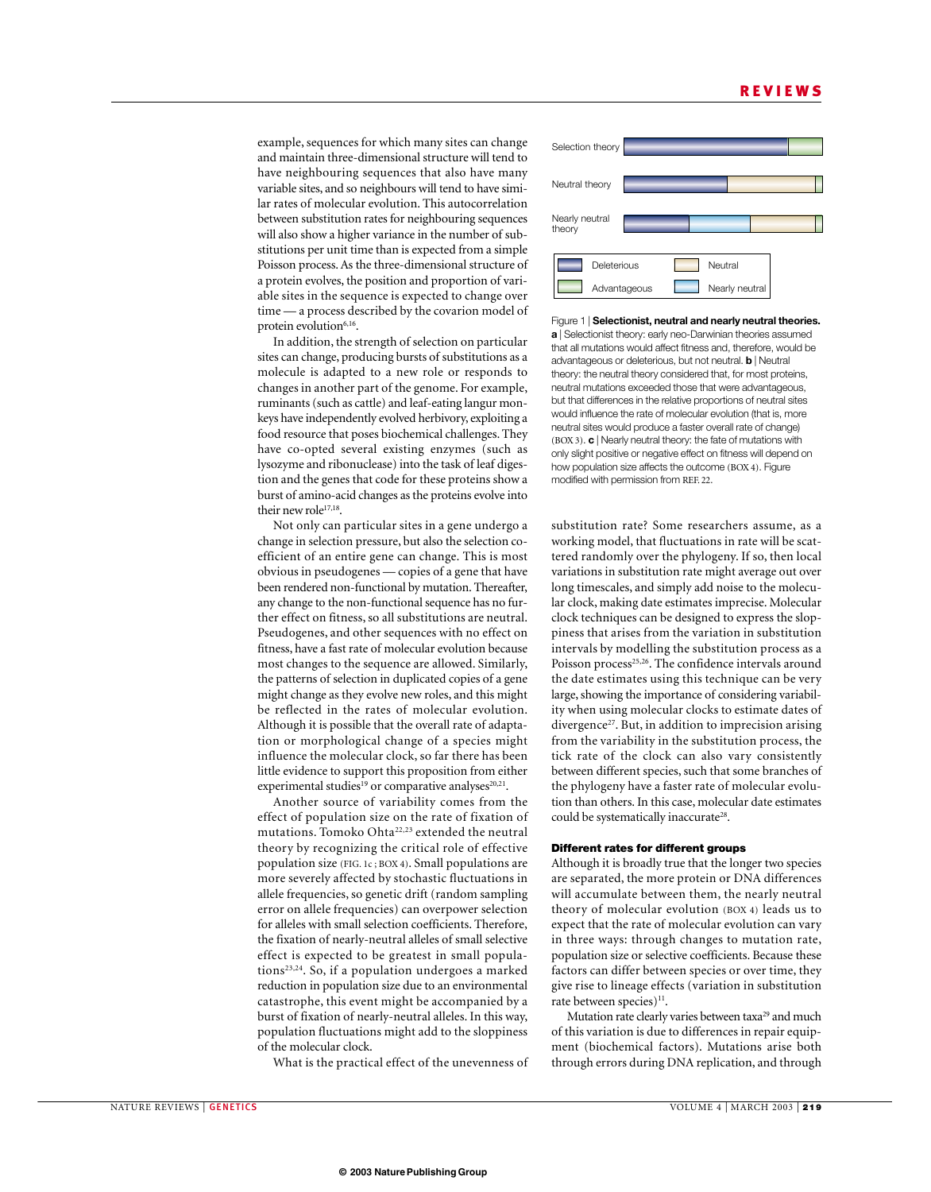example, sequences for which many sites can change and maintain three-dimensional structure will tend to have neighbouring sequences that also have many variable sites, and so neighbours will tend to have similar rates of molecular evolution. This autocorrelation between substitution rates for neighbouring sequences will also show a higher variance in the number of substitutions per unit time than is expected from a simple Poisson process. As the three-dimensional structure of a protein evolves, the position and proportion of variable sites in the sequence is expected to change over time — a process described by the covarion model of protein evolution[6,16].

In addition, the strength of selection on particular sites can change, producing bursts of substitutions as a molecule is adapted to a new role or responds to changes in another part of the genome. For example, ruminants (such as cattle) and leaf-eating langur monkeys have independently evolved herbivory, exploiting a food resource that poses biochemical challenges. They have co-opted several existing enzymes (such as lysozyme and ribonuclease) into the task of leaf digestion and the genes that code for these proteins show a burst of amino-acid changes as the proteins evolve into their new role[17,18].

Not only can particular sites in a gene undergo a change in selection pressure, but also the selection coefficient of an entire gene can change. This is most obvious in pseudogenes — copies of a gene that have been rendered non-functional by mutation. Thereafter, any change to the non-functional sequence has no further effect on fitness, so all substitutions are neutral. Pseudogenes, and other sequences with no effect on fitness, have a fast rate of molecular evolution because most changes to the sequence are allowed. Similarly, the patterns of selection in duplicated copies of a gene might change as they evolve new roles, and this might be reflected in the rates of molecular evolution. Although it is possible that the overall rate of adaptation or morphological change of a species might influence the molecular clock, so far there has been little evidence to support this proposition from either experimental studies[19] or comparative analyses[20,21].

Another source of variability comes from the effect of population size on the rate of fixation of mutations. Tomoko Ohta[22,23] extended the neutral theory by recognizing the critical role of effective population size (FIG. 1c; BOX 4). Small populations are more severely affected by stochastic fluctuations in allele frequencies, so genetic drift (random sampling error on allele frequencies) can overpower selection for alleles with small selection coefficients. Therefore, the fixation of nearly-neutral alleles of small selective effect is expected to be greatest in small populations[23,24]. So, if a population undergoes a marked reduction in population size due to an environmental catastrophe, this event might be accompanied by a burst of fixation of nearly-neutral alleles. In this way, population fluctuations might add to the sloppiness of the molecular clock.

What is the practical effect of the unevenness of substitution rate? Some researchers assume, as a working model, that fluctuations in rate will be scattered randomly over the phylogeny. If so, then local variations in substitution rate might average out over long timescales, and simply add noise to the molecular clock, making date estimates imprecise. Molecular clock techniques can be designed to express the sloppiness that arises from the variation in substitution intervals by modelling the substitution process as a Poisson process[25,26]. The confidence intervals around the date estimates using this technique can be very large, showing the importance of considering variability when using molecular clocks to estimate dates of divergence[27]. But, in addition to imprecision arising from the variability in the substitution process, the tick rate of the clock can also vary consistently between different species, such that some branches of the phylogeny have a faster rate of molecular evolution than others. In this case, molecular date estimates could be systematically inaccurate[28].

Figure 1 | **Selectionist, neutral and nearly neutral theories.** **a** | Selectionist theory: early neo-Darwinian theories assumed that all mutations would affect fitness and, therefore, would be advantageous or deleterious, but not neutral. **b** | Neutral theory: the neutral theory considered that, for most proteins, neutral mutations exceeded those that were advantageous, but that differences in the relative proportions of neutral sites would influence the rate of molecular evolution (that is, more neutral sites would produce a faster overall rate of change) (BOX 3). **c** | Nearly neutral theory: the fate of mutations with only slight positive or negative effect on fitness will depend on how population size affects the outcome (BOX 4). Figure modified with permission from REF. 22.

### Different rates for different groups

Although it is broadly true that the longer two species are separated, the more protein or DNA differences will accumulate between them, the nearly neutral theory of molecular evolution (BOX 4) leads us to expect that the rate of molecular evolution can vary in three ways: through changes to mutation rate, population size or selective coefficients. Because these factors can differ between species or over time, they give rise to lineage effects (variation in substitution rate between species)[11].

Mutation rate clearly varies between taxa[29] and much of this variation is due to differences in repair equipment (biochemical factors). Mutations arise both through errors during DNA replication, and through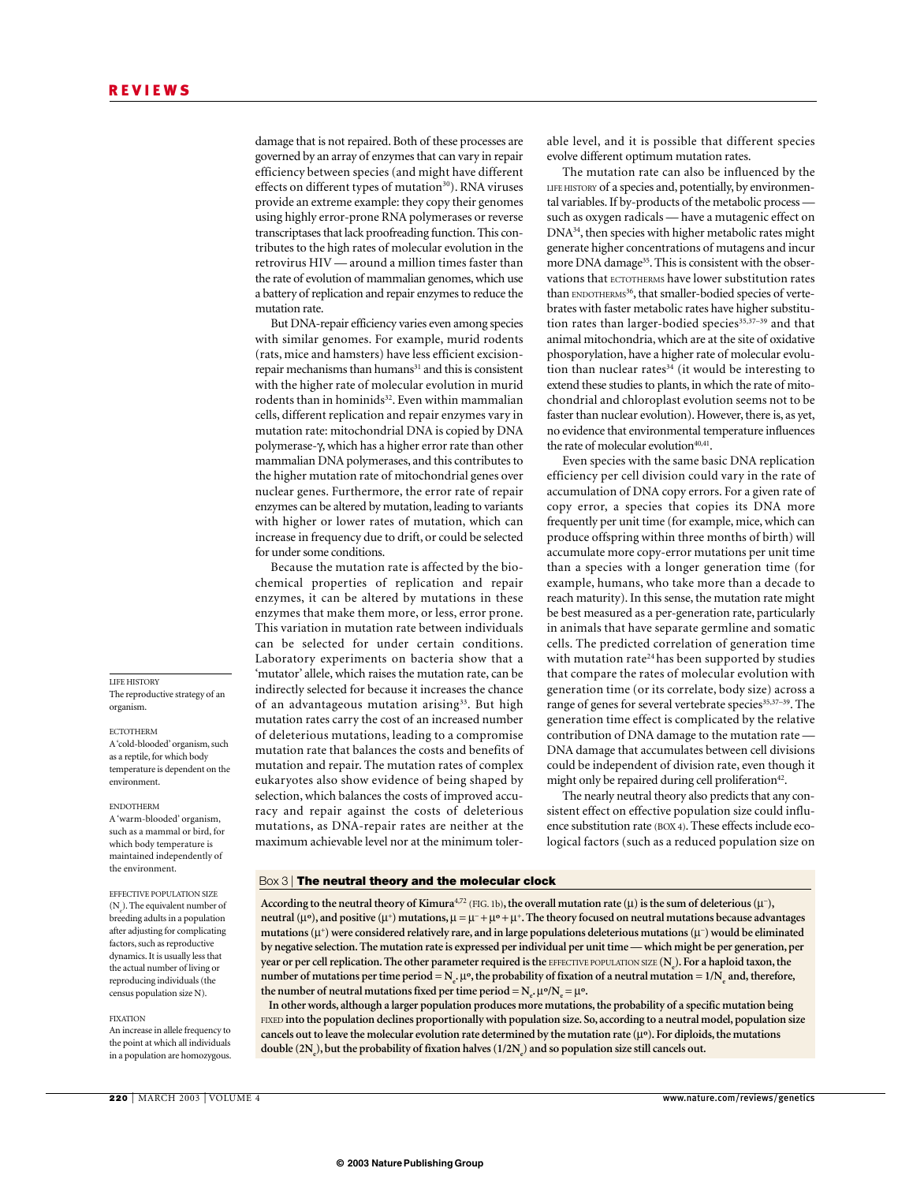damage that is not repaired. Both of these processes are governed by an array of enzymes that can vary in repair efficiency between species (and might have different effects on different types of mutation[30]). RNA viruses provide an extreme example: they copy their genomes using highly error-prone RNA polymerases or reverse transcriptases that lack proofreading function. This contributes to the high rates of molecular evolution in the retrovirus HIV — around a million times faster than the rate of evolution of mammalian genomes, which use a battery of replication and repair enzymes to reduce the mutation rate.

But DNA-repair efficiency varies even among species with similar genomes. For example, murid rodents (rats, mice and hamsters) have less efficient excision-repair mechanisms than humans[31] and this is consistent with the higher rate of molecular evolution in murid rodents than in hominids[32]. Even within mammalian cells, different replication and repair enzymes vary in mutation rate: mitochondrial DNA is copied by DNA polymerase-γ, which has a higher error rate than other mammalian DNA polymerases, and this contributes to the higher mutation rate of mitochondrial genes over nuclear genes. Furthermore, the error rate of repair enzymes can be altered by mutation, leading to variants with higher or lower rates of mutation, which can increase in frequency due to drift, or could be selected for under some conditions.

Because the mutation rate is affected by the biochemical properties of replication and repair enzymes, it can be altered by mutations in these enzymes that make them more, or less, error prone. This variation in mutation rate between individuals can be selected for under certain conditions. Laboratory experiments on bacteria show that a 'mutator' allele, which raises the mutation rate, can be indirectly selected for because it increases the chance of an advantageous mutation arising[33]. But high mutation rates carry the cost of an increased number of deleterious mutations, leading to a compromise mutation rate that balances the costs and benefits of mutation and repair. The mutation rates of complex eukaryotes also show evidence of being shaped by selection, which balances the costs of improved accuracy and repair against the costs of deleterious mutations, as DNA-repair rates are neither at the maximum achievable level nor at the minimum tolerable level, and it is possible that different species evolve different optimum mutation rates.

The mutation rate can also be influenced by the LIFE HISTORY of a species and, potentially, by environmental variables. If by-products of the metabolic process — such as oxygen radicals — have a mutagenic effect on DNA[34], then species with higher metabolic rates might generate higher concentrations of mutagens and incur more DNA damage[35]. This is consistent with the observations that ECTOTHERMS have lower substitution rates than ENDOTHERMS[36], that smaller-bodied species of vertebrates with faster metabolic rates have higher substitution rates than larger-bodied species[35,37–39] and that animal mitochondria, which are at the site of oxidative phosporylation, have a higher rate of molecular evolution than nuclear rates[34] (it would be interesting to extend these studies to plants, in which the rate of mitochondrial and chloroplast evolution seems not to be faster than nuclear evolution). However, there is, as yet, no evidence that environmental temperature influences the rate of molecular evolution[40,41].

Even species with the same basic DNA replication efficiency per cell division could vary in the rate of accumulation of DNA copy errors. For a given rate of copy error, a species that copies its DNA more frequently per unit time (for example, mice, which can produce offspring within three months of birth) will accumulate more copy-error mutations per unit time than a species with a longer generation time (for example, humans, who take more than a decade to reach maturity). In this sense, the mutation rate might be best measured as a per-generation rate, particularly in animals that have separate germline and somatic cells. The predicted correlation of generation time with mutation rate[24] has been supported by studies that compare the rates of molecular evolution with generation time (or its correlate, body size) across a range of genes for several vertebrate species[35,37–39]. The generation time effect is complicated by the relative contribution of DNA damage to the mutation rate — DNA damage that accumulates between cell divisions could be independent of division rate, even though it might only be repaired during cell proliferation[42].

The nearly neutral theory also predicts that any consistent effect on effective population size could influence substitution rate (BOX 4). These effects include ecological factors (such as a reduced population size on

LIFE HISTORY
The reproductive strategy of an organism.

ECTOTHERM
A 'cold-blooded' organism, such as a reptile, for which body temperature is dependent on the environment.

ENDOTHERM
A 'warm-blooded' organism, such as a mammal or bird, for which body temperature is maintained independently of the environment.

EFFECTIVE POPULATION SIZE
($N_e$). The equivalent number of breeding adults in a population after adjusting for complicating factors, such as reproductive dynamics. It is usually less that the actual number of living or reproducing individuals (the census population size N).

FIXATION
An increase in allele frequency to the point at which all individuals in a population are homozygous.

### Box 3 | The neutral theory and the molecular clock

**According to the neutral theory of Kimura[4,72] (FIG. 1b), the overall mutation rate ($\mu$) is the sum of deleterious ($\mu^-$), neutral ($\mu^o$), and positive ($\mu^+$) mutations, $\mu = \mu^- + \mu^o + \mu^+$. The theory focused on neutral mutations because advantages mutations ($\mu^+$) were considered relatively rare, and in large populations deleterious mutations ($\mu^-$) would be eliminated by negative selection. The mutation rate is expressed per individual per unit time — which might be per generation, per year or per cell replication. The other parameter required is the EFFECTIVE POPULATION SIZE ($N_e$). For a haploid taxon, the number of mutations per time period = $N_e \cdot \mu^o$, the probability of fixation of a neutral mutation = $1/N_e$ and, therefore, the number of neutral mutations fixed per time period = $N_e \cdot \mu^o / N_e = \mu^o$.**

**In other words, although a larger population produces more mutations, the probability of a specific mutation being FIXED into the population declines proportionally with population size. So, according to a neutral model, population size cancels out to leave the molecular evolution rate determined by the mutation rate ($\mu^o$). For diploids, the mutations double ($2N_e$), but the probability of fixation halves ($1/2N_e$) and so population size still cancels out.**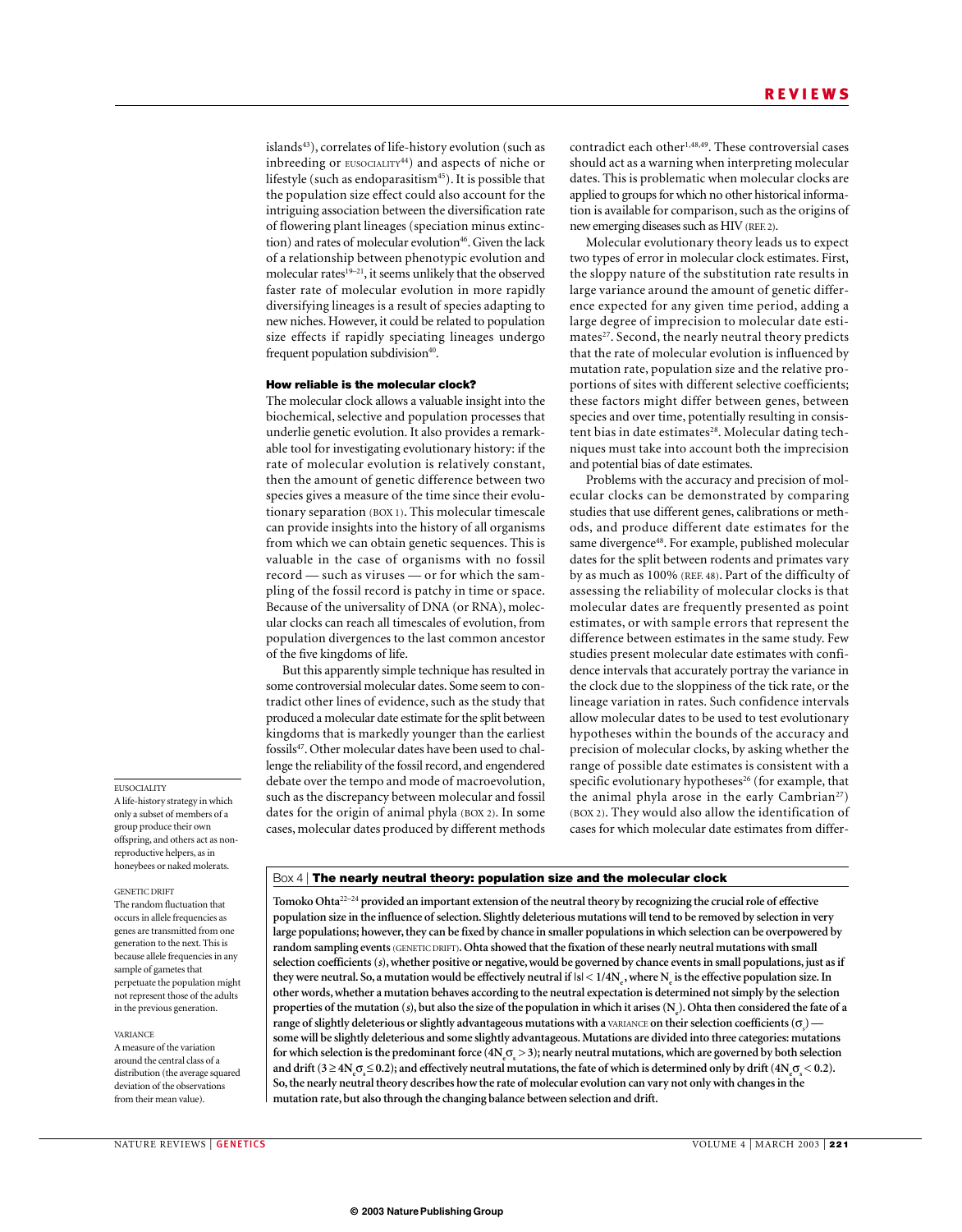islands[43]), correlates of life-history evolution (such as inbreeding or EUSOCIALITY[44]) and aspects of niche or lifestyle (such as endoparasitism[45]). It is possible that the population size effect could also account for the intriguing association between the diversification rate of flowering plant lineages (speciation minus extinction) and rates of molecular evolution[46]. Given the lack of a relationship between phenotypic evolution and molecular rates[19–21], it seems unlikely that the observed faster rate of molecular evolution in more rapidly diversifying lineages is a result of species adapting to new niches. However, it could be related to population size effects if rapidly speciating lineages undergo frequent population subdivision[40].

## How reliable is the molecular clock?

The molecular clock allows a valuable insight into the biochemical, selective and population processes that underlie genetic evolution. It also provides a remarkable tool for investigating evolutionary history: if the rate of molecular evolution is relatively constant, then the amount of genetic difference between two species gives a measure of the time since their evolutionary separation (BOX 1). This molecular timescale can provide insights into the history of all organisms from which we can obtain genetic sequences. This is valuable in the case of organisms with no fossil record — such as viruses — or for which the sampling of the fossil record is patchy in time or space. Because of the universality of DNA (or RNA), molecular clocks can reach all timescales of evolution, from population divergences to the last common ancestor of the five kingdoms of life.

But this apparently simple technique has resulted in some controversial molecular dates. Some seem to contradict other lines of evidence, such as the study that produced a molecular date estimate for the split between kingdoms that is markedly younger than the earliest fossils[47]. Other molecular dates have been used to challenge the reliability of the fossil record, and engendered debate over the tempo and mode of macroevolution, such as the discrepancy between molecular and fossil dates for the origin of animal phyla (BOX 2). In some cases, molecular dates produced by different methods contradict each other[1,48,49]. These controversial cases should act as a warning when interpreting molecular dates. This is problematic when molecular clocks are applied to groups for which no other historical information is available for comparison, such as the origins of new emerging diseases such as HIV (REF. 2).

Molecular evolutionary theory leads us to expect two types of error in molecular clock estimates. First, the sloppy nature of the substitution rate results in large variance around the amount of genetic difference expected for any given time period, adding a large degree of imprecision to molecular date estimates[27]. Second, the nearly neutral theory predicts that the rate of molecular evolution is influenced by mutation rate, population size and the relative proportions of sites with different selective coefficients; these factors might differ between genes, between species and over time, potentially resulting in consistent bias in date estimates[28]. Molecular dating techniques must take into account both the imprecision and potential bias of date estimates.

Problems with the accuracy and precision of molecular clocks can be demonstrated by comparing studies that use different genes, calibrations or methods, and produce different date estimates for the same divergence[48]. For example, published molecular dates for the split between rodents and primates vary by as much as 100% (REF. 48). Part of the difficulty of assessing the reliability of molecular clocks is that molecular dates are frequently presented as point estimates, or with sample errors that represent the difference between estimates in the same study. Few studies present molecular date estimates with confidence intervals that accurately portray the variance in the clock due to the sloppiness of the tick rate, or the lineage variation in rates. Such confidence intervals allow molecular dates to be used to test evolutionary hypotheses within the bounds of the accuracy and precision of molecular clocks, by asking whether the range of possible date estimates is consistent with a specific evolutionary hypotheses[26] (for example, that the animal phyla arose in the early Cambrian[27]) (BOX 2). They would also allow the identification of cases for which molecular date estimates from differ-

EUSOCIALITY
A life-history strategy in which only a subset of members of a group produce their own offspring, and others act as non-reproductive helpers, as in honeybees or naked molerats.

GENETIC DRIFT
The random fluctuation that occurs in allele frequencies as genes are transmitted from one generation to the next. This is because allele frequencies in any sample of gametes that perpetuate the population might not represent those of the adults in the previous generation.

VARIANCE
A measure of the variation around the central class of a distribution (the average squared deviation of the observations from their mean value).

### Box 4 | The nearly neutral theory: population size and the molecular clock

**Tomoko Ohta[22–24] provided an important extension of the neutral theory by recognizing the crucial role of effective population size in the influence of selection. Slightly deleterious mutations will tend to be removed by selection in very large populations; however, they can be fixed by chance in smaller populations in which selection can be overpowered by random sampling events (GENETIC DRIFT). Ohta showed that the fixation of these nearly neutral mutations with small selection coefficients ($s$), whether positive or negative, would be governed by chance events in small populations, just as if they were neutral. So, a mutation would be effectively neutral if $|s| < 1/4N_e$, where $N_e$ is the effective population size. In other words, whether a mutation behaves according to the neutral expectation is determined not simply by the selection properties of the mutation ($s$), but also the size of the population in which it arises ($N_e$). Ohta then considered the fate of a range of slightly deleterious or slightly advantageous mutations with a VARIANCE on their selection coefficients ($\sigma_s$) — some will be slightly deleterious and some slightly advantageous. Mutations are divided into three categories: mutations for which selection is the predominant force ($4N_e\sigma_s > 3$); nearly neutral mutations, which are governed by both selection and drift ($3 \geq 4N_e\sigma_s \leq 0.2$); and effectively neutral mutations, the fate of which is determined only by drift ($4N_e\sigma_s < 0.2$). So, the nearly neutral theory describes how the rate of molecular evolution can vary not only with changes in the mutation rate, but also through the changing balance between selection and drift.**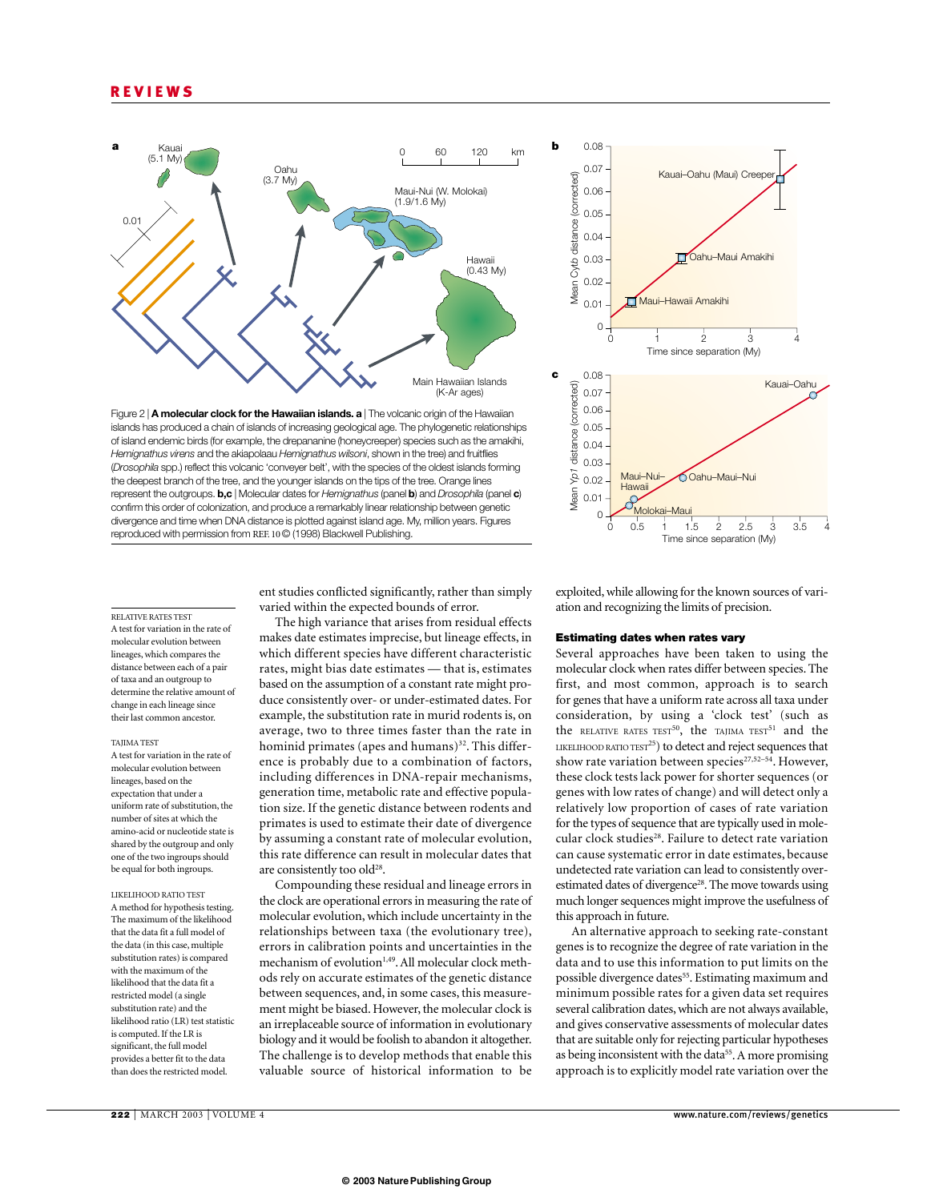Figure 2 | **A molecular clock for the Hawaiian islands. a** | The volcanic origin of the Hawaiian islands has produced a chain of islands of increasing geological age. The phylogenetic relationships of island endemic birds (for example, the drepananine (honeycreeper) species such as the amakihi, *Hemignathus virens* and the akiapolaau *Hemignathus wilsoni*, shown in the tree) and fruitflies (*Drosophila* spp.) reflect this volcanic 'conveyer belt', with the species of the oldest islands forming the deepest branch of the tree, and the younger islands on the tips of the tree. Orange lines represent the outgroups. **b,c** | Molecular dates for *Hemignathus* (panel **b**) and *Drosophila* (panel **c**) confirm this order of colonization, and produce a remarkably linear relationship between genetic divergence and time when DNA distance is plotted against island age. My, million years. Figures reproduced with permission from REF. 10 © (1998) Blackwell Publishing.

ent studies conflicted significantly, rather than simply varied within the expected bounds of error.

The high variance that arises from residual effects makes date estimates imprecise, but lineage effects, in which different species have different characteristic rates, might bias date estimates — that is, estimates based on the assumption of a constant rate might produce consistently over- or under-estimated dates. For example, the substitution rate in murid rodents is, on average, two to three times faster than the rate in hominid primates (apes and humans)[32]. This difference is probably due to a combination of factors, including differences in DNA-repair mechanisms, generation time, metabolic rate and effective population size. If the genetic distance between rodents and primates is used to estimate their date of divergence by assuming a constant rate of molecular evolution, this rate difference can result in molecular dates that are consistently too old[28].

Compounding these residual and lineage errors in the clock are operational errors in measuring the rate of molecular evolution, which include uncertainty in the relationships between taxa (the evolutionary tree), errors in calibration points and uncertainties in the mechanism of evolution[1,49]. All molecular clock methods rely on accurate estimates of the genetic distance between sequences, and, in some cases, this measurement might be biased. However, the molecular clock is an irreplaceable source of information in evolutionary biology and it would be foolish to abandon it altogether. The challenge is to develop methods that enable this valuable source of historical information to be exploited, while allowing for the known sources of variation and recognizing the limits of precision.

RELATIVE RATES TEST
A test for variation in the rate of molecular evolution between lineages, which compares the distance between each of a pair of taxa and an outgroup to determine the relative amount of change in each lineage since their last common ancestor.

TAJIMA TEST
A test for variation in the rate of molecular evolution between lineages, based on the expectation that under a uniform rate of substitution, the number of sites at which the amino-acid or nucleotide state is shared by the outgroup and only one of the two ingroups should be equal for both ingroups.

LIKELIHOOD RATIO TEST
A method for hypothesis testing. The maximum of the likelihood that the data fit a full model of the data (in this case, multiple substitution rates) is compared with the maximum of the likelihood that the data fit a restricted model (a single substitution rate) and the likelihood ratio (LR) test statistic is computed. If the LR is significant, the full model provides a better fit to the data than does the restricted model.

### Estimating dates when rates vary

Several approaches have been taken to using the molecular clock when rates differ between species. The first, and most common, approach is to search for genes that have a uniform rate across all taxa under consideration, by using a 'clock test' (such as the RELATIVE RATES TEST[50], the TAJIMA TEST[51] and the LIKELIHOOD RATIO TEST[25]) to detect and reject sequences that show rate variation between species[27,52–54]. However, these clock tests lack power for shorter sequences (or genes with low rates of change) and will detect only a relatively low proportion of cases of rate variation for the types of sequence that are typically used in molecular clock studies[28]. Failure to detect rate variation can cause systematic error in date estimates, because undetected rate variation can lead to consistently overestimated dates of divergence[28]. The move towards using much longer sequences might improve the usefulness of this approach in future.

An alternative approach to seeking rate-constant genes is to recognize the degree of rate variation in the data and to use this information to put limits on the possible divergence dates[55]. Estimating maximum and minimum possible rates for a given data set requires several calibration dates, which are not always available, and gives conservative assessments of molecular dates that are suitable only for rejecting particular hypotheses as being inconsistent with the data[55]. A more promising approach is to explicitly model rate variation over the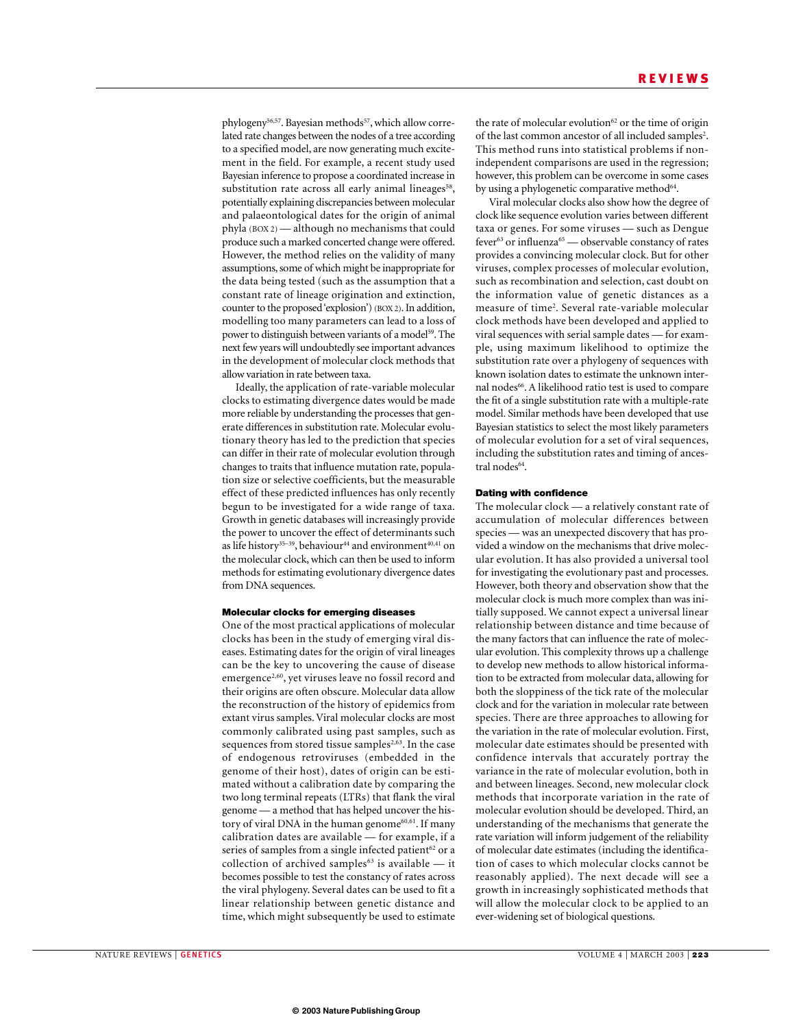phylogeny[56,57]. Bayesian methods[57], which allow correlated rate changes between the nodes of a tree according to a specified model, are now generating much excitement in the field. For example, a recent study used Bayesian inference to propose a coordinated increase in substitution rate across all early animal lineages[58], potentially explaining discrepancies between molecular and palaeontological dates for the origin of animal phyla (BOX 2) — although no mechanisms that could produce such a marked concerted change were offered. However, the method relies on the validity of many assumptions, some of which might be inappropriate for the data being tested (such as the assumption that a constant rate of lineage origination and extinction, counter to the proposed 'explosion') (BOX 2). In addition, modelling too many parameters can lead to a loss of power to distinguish between variants of a model[59]. The next few years will undoubtedly see important advances in the development of molecular clock methods that allow variation in rate between taxa.

Ideally, the application of rate-variable molecular clocks to estimating divergence dates would be made more reliable by understanding the processes that generate differences in substitution rate. Molecular evolutionary theory has led to the prediction that species can differ in their rate of molecular evolution through changes to traits that influence mutation rate, population size or selective coefficients, but the measurable effect of these predicted influences has only recently begun to be investigated for a wide range of taxa. Growth in genetic databases will increasingly provide the power to uncover the effect of determinants such as life history[35–39], behaviour[44] and environment[40,41] on the molecular clock, which can then be used to inform methods for estimating evolutionary divergence dates from DNA sequences.

### Molecular clocks for emerging diseases

One of the most practical applications of molecular clocks has been in the study of emerging viral diseases. Estimating dates for the origin of viral lineages can be the key to uncovering the cause of disease emergence[2,60], yet viruses leave no fossil record and their origins are often obscure. Molecular data allow the reconstruction of the history of epidemics from extant virus samples. Viral molecular clocks are most commonly calibrated using past samples, such as sequences from stored tissue samples[2,63]. In the case of endogenous retroviruses (embedded in the genome of their host), dates of origin can be estimated without a calibration date by comparing the two long terminal repeats (LTRs) that flank the viral genome — a method that has helped uncover the history of viral DNA in the human genome[60,61]. If many calibration dates are available — for example, if a series of samples from a single infected patient[62] or a collection of archived samples[63] is available — it becomes possible to test the constancy of rates across the viral phylogeny. Several dates can be used to fit a linear relationship between genetic distance and time, which might subsequently be used to estimate the rate of molecular evolution[62] or the time of origin of the last common ancestor of all included samples[2]. This method runs into statistical problems if non-independent comparisons are used in the regression; however, this problem can be overcome in some cases by using a phylogenetic comparative method[64].

Viral molecular clocks also show how the degree of clock like sequence evolution varies between different taxa or genes. For some viruses — such as Dengue fever[63] or influenza[65] — observable constancy of rates provides a convincing molecular clock. But for other viruses, complex processes of molecular evolution, such as recombination and selection, cast doubt on the information value of genetic distances as a measure of time[2]. Several rate-variable molecular clock methods have been developed and applied to viral sequences with serial sample dates — for example, using maximum likelihood to optimize the substitution rate over a phylogeny of sequences with known isolation dates to estimate the unknown internal nodes[66]. A likelihood ratio test is used to compare the fit of a single substitution rate with a multiple-rate model. Similar methods have been developed that use Bayesian statistics to select the most likely parameters of molecular evolution for a set of viral sequences, including the substitution rates and timing of ancestral nodes[64].

### Dating with confidence

The molecular clock — a relatively constant rate of accumulation of molecular differences between species — was an unexpected discovery that has provided a window on the mechanisms that drive molecular evolution. It has also provided a universal tool for investigating the evolutionary past and processes. However, both theory and observation show that the molecular clock is much more complex than was initially supposed. We cannot expect a universal linear relationship between distance and time because of the many factors that can influence the rate of molecular evolution. This complexity throws up a challenge to develop new methods to allow historical information to be extracted from molecular data, allowing for both the sloppiness of the tick rate of the molecular clock and for the variation in molecular rate between species. There are three approaches to allowing for the variation in the rate of molecular evolution. First, molecular date estimates should be presented with confidence intervals that accurately portray the variance in the rate of molecular evolution, both in and between lineages. Second, new molecular clock methods that incorporate variation in the rate of molecular evolution should be developed. Third, an understanding of the mechanisms that generate the rate variation will inform judgement of the reliability of molecular date estimates (including the identification of cases to which molecular clocks cannot be reasonably applied). The next decade will see a growth in increasingly sophisticated methods that will allow the molecular clock to be applied to an ever-widening set of biological questions.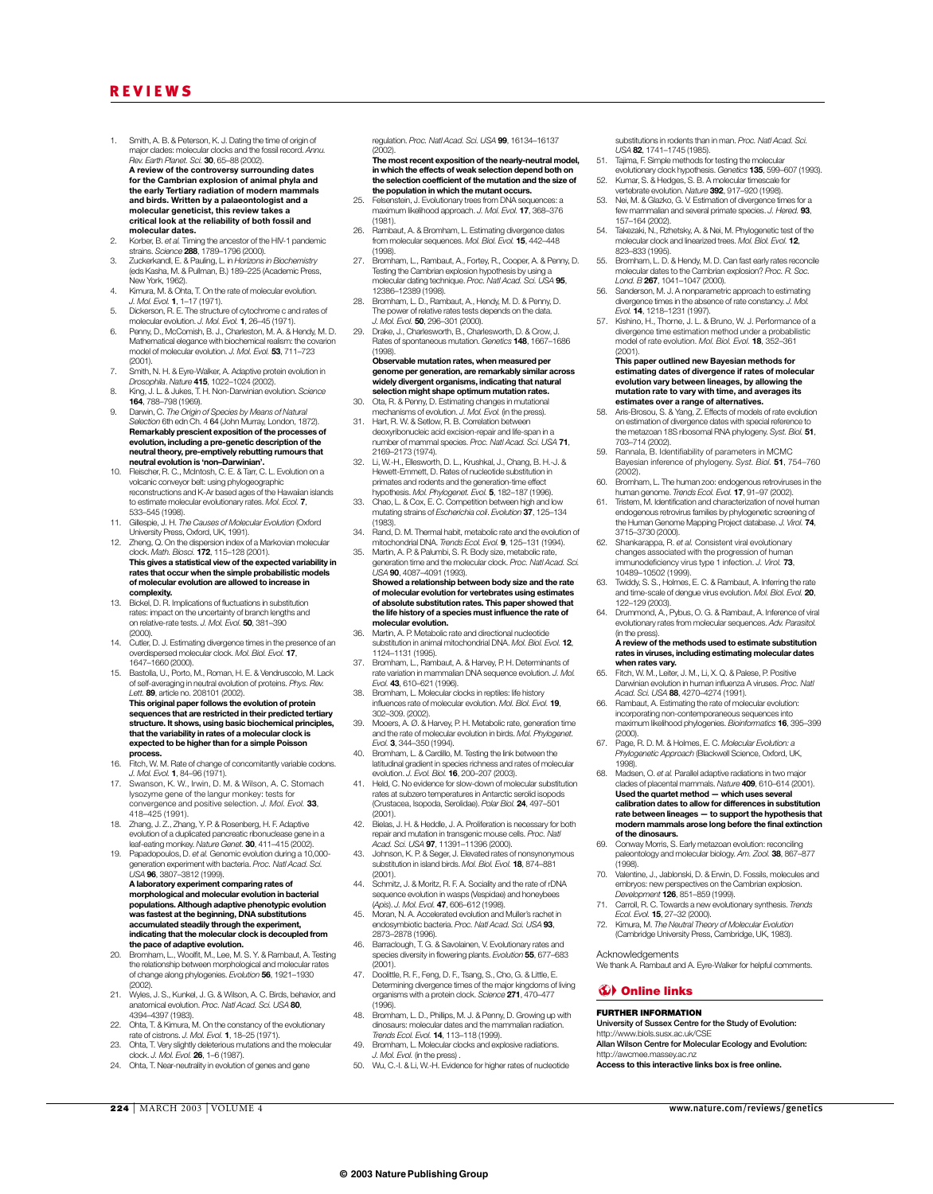1. Smith, A. B. & Peterson, K. J. Dating the time of origin of major clades: molecular clocks and the fossil record. *Annu. Rev. Earth Planet. Sci.* **30**, 65–88 (2002).
**A review of the controversy surrounding dates for the Cambrian explosion of animal phyla and the early Tertiary radiation of modern mammals and birds. Written by a palaeontologist and a molecular geneticist, this review takes a critical look at the reliability of both fossil and molecular dates.**
2. Korber, B. *et al.* Timing the ancestor of the HIV-1 pandemic strains. *Science* **288**, 1789–1796 (2000).
3. Zuckerkandl, E. & Pauling, L. in *Horizons in Biochemistry* (eds Kasha, M. & Pullman, B.) 189–225 (Academic Press, New York, 1962).
4. Kimura, M. & Ohta, T. On the rate of molecular evolution. *J. Mol. Evol.* **1**, 1–17 (1971).
5. Dickerson, R. E. The structure of cytochrome c and rates of molecular evolution. *J. Mol. Evol.* **1**, 26–45 (1971).
6. Penny, D., McComish, B. J., Charleston, M. A. & Hendy, M. D. Mathematical elegance with biochemical realism: the covarion model of molecular evolution. *J. Mol. Evol.* **53**, 711–723 (2001).
7. Smith, N. H. & Eyre-Walker, A. Adaptive protein evolution in *Drosophila*. *Nature* **415**, 1022–1024 (2002).
8. King, J. L. & Jukes, T. H. Non-Darwinian evolution. *Science* **164**, 788–798 (1969).
9. Darwin, C. *The Origin of Species by Means of Natural Selection* 6th edn Ch. 4 **64** (John Murray, London, 1872).
**Remarkably prescient exposition of the processes of evolution, including a pre-genetic description of the neutral theory, pre-emptively rebutting rumours that neutral evolution is 'non–Darwinian'.**
10. Fleischer, R. C., McIntosh, C. E. & Tarr, C. L. Evolution on a volcanic conveyor belt: using phylogeographic reconstructions and K-Ar based ages of the Hawaiian islands to estimate molecular evolutionary rates. *Mol. Ecol.* **7**, 533–545 (1998).
11. Gillespie, J. H. *The Causes of Molecular Evolution* (Oxford University Press, Oxford, UK, 1991).
12. Zheng, Q. On the dispersion index of a Markovian molecular clock. *Math. Biosci.* **172**, 115–128 (2001).
**This gives a statistical view of the expected variability in rates that occur when the simple probabilistic models of molecular evolution are allowed to increase in complexity.**
13. Bickel, D. R. Implications of fluctuations in substitution rates: impact on the uncertainty of branch lengths and on relative-rate tests. *J. Mol. Evol.* **50**, 381–390 (2000).
14. Cutler, D. J. Estimating divergence times in the presence of an overdispersed molecular clock. *Mol. Biol. Evol.* **17**, 1647–1660 (2000).
15. Bastolla, U., Porto, M., Roman, H. E. & Vendruscolo, M. Lack of self-averaging in neutral evolution of proteins. *Phys. Rev. Lett.* **89**, article no. 208101 (2002).
**This original paper follows the evolution of protein sequences that are restricted in their predicted tertiary structure. It shows, using basic biochemical principles, that the variability in rates of a molecular clock is expected to be higher than for a simple Poisson process.**
16. Fitch, W. M. Rate of change of concomitantly variable codons. *J. Mol. Evol.* **1**, 84–96 (1971).
17. Swanson, K. W., Irwin, D. M. & Wilson, A. C. Stomach lysozyme gene of the langur monkey: tests for convergence and positive selection. *J. Mol. Evol.* **33**, 418–425 (1991).
18. Zhang, J. Z., Zhang, Y. P. & Rosenberg, H. F. Adaptive evolution of a duplicated pancreatic ribonuclease gene in a leaf-eating monkey. *Nature Genet.* **30**, 411–415 (2002).
19. Papadopoulos, D. *et al.* Genomic evolution during a 10,000-generation experiment with bacteria. *Proc. Natl Acad. Sci. USA* **96**, 3807–3812 (1999).
**A laboratory experiment comparing rates of morphological and molecular evolution in bacterial populations. Although adaptive phenotypic evolution was fastest at the beginning, DNA substitutions accumulated steadily through the experiment, indicating that the molecular clock is decoupled from the pace of adaptive evolution.**
20. Bromham, L., Woolfit, M., Lee, M. S. Y. & Rambaut, A. Testing the relationship between morphological and molecular rates of change along phylogenies. *Evolution* **56**, 1921–1930 (2002).
21. Wyles, J. S., Kunkel, J. G. & Wilson, A. C. Birds, behavior, and anatomical evolution. *Proc. Natl Acad. Sci. USA* **80**, 4394–4397 (1983).
22. Ohta, T. & Kimura, M. On the constancy of the evolutionary rate of cistrons. *J. Mol. Evol.* **1**, 18–25 (1971).
23. Ohta, T. Very slightly deleterious mutations and the molecular clock. *J. Mol. Evol.* **26**, 1–6 (1987).
24. Ohta, T. Near-neutrality in evolution of genes and gene regulation. *Proc. Natl Acad. Sci. USA* **99**, 16134–16137 (2002).
**The most recent exposition of the nearly-neutral model, in which the effects of weak selection depend both on the selection coefficient of the mutation and the size of the population in which the mutant occurs.**
25. Felsenstein, J. Evolutionary trees from DNA sequences: a maximum likelihood approach. *J. Mol. Evol.* **17**, 368–376 (1981).
26. Rambaut, A. & Bromham, L. Estimating divergence dates from molecular sequences. *Mol. Biol. Evol.* **15**, 442–448 (1998).
27. Bromham, L., Rambaut, A., Fortey, R., Cooper, A. & Penny, D. Testing the Cambrian explosion hypothesis by using a molecular dating technique. *Proc. Natl Acad. Sci. USA* **95**, 12386–12389 (1998).
28. Bromham, L. D., Rambaut, A., Hendy, M. D. & Penny, D. The power of relative rates tests depends on the data. *J. Mol. Evol.* **50**, 296–301 (2000).
29. Drake, J., Charlesworth, B., Charlesworth, D. & Crow, J. Rates of spontaneous mutation. *Genetics* **148**, 1667–1686 (1998).
**Observable mutation rates, when measured per genome per generation, are remarkably similar across widely divergent organisms, indicating that natural selection might shape optimum mutation rates.**
30. Ota, R. & Penny, D. Estimating changes in mutational mechanisms of evolution. *J. Mol. Evol.* (in the press).
31. Hart, R. W. & Setlow, R. B. Correlation between deoxyribonucleic acid excision-repair and life-span in a number of mammal species. *Proc. Natl Acad. Sci. USA* **71**, 2169–2173 (1974).
32. Li, W.-H., Ellesworth, D. L., Krushkal, J., Chang, B. H.-J. & Hewett-Emmett, D. Rates of nucleotide substitution in primates and rodents and the generation-time effect hypothesis. *Mol. Phylogenet. Evol.* **5**, 182–187 (1996).
33. Chao, L. & Cox, E. C. Competition between high and low mutating strains of *Escherichia coli*. *Evolution* **37**, 125–134 (1983).
34. Rand, D. M. Thermal habit, metabolic rate and the evolution of mitochondrial DNA. *Trends Ecol. Evol.* **9**, 125–131 (1994).
35. Martin, A. P. & Palumbi, S. R. Body size, metabolic rate, generation time and the molecular clock. *Proc. Natl Acad. Sci. USA* **90**, 4087–4091 (1993).
**Showed a relationship between body size and the rate of molecular evolution for vertebrates using estimates of absolute substitution rates. This paper showed that the life history of a species must influence the rate of molecular evolution.**
36. Martin, A. P. Metabolic rate and directional nucleotide substitution in animal mitochondrial DNA. *Mol. Biol. Evol.* **12**, 1124–1131 (1995).
37. Bromham, L., Rambaut, A. & Harvey, P. H. Determinants of rate variation in mammalian DNA sequence evolution. *J. Mol. Evol.* **43**, 610–621 (1996).
38. Bromham, L. Molecular clocks in reptiles: life history influences rate of molecular evolution. *Mol. Biol. Evol.* **19**, 302–309. (2002).
39. Mooers, A. O. & Harvey, P. H. Metabolic rate, generation time and the rate of molecular evolution in birds. *Mol. Phylogenet. Evol.* **3**, 344–350 (1994).
40. Bromham, L. & Cardillo, M. Testing the link between the latitudinal gradient in species richness and rates of molecular evolution. *J. Evol. Biol.* **16**, 200–207 (2003).
41. Held, C. No evidence for slow-down of molecular substitution rates at subzero temperatures in Antarctic serolid isopods (Crustacea, Isopoda, Serolidae). *Polar Biol.* **24**, 497–501 (2001).
42. Bielas, J. H. & Heddle, J. A. Proliferation is necessary for both repair and mutation in transgenic mouse cells. *Proc. Natl Acad. Sci. USA* **97**, 11391–11396 (2000).
43. Johnson, K. P. & Seger, J. Elevated rates of nonsynonymous substitution in island birds. *Mol. Biol. Evol.* **18**, 874–881 (2001).
44. Schmitz, J. & Moritz, R. F. A. Sociality and the rate of rDNA sequence evolution in wasps (Vespidae) and honeybees (*Apis*). *J. Mol. Evol.* **47**, 606–612 (1998).
45. Moran, N. A. Accelerated evolution and Muller's rachet in endosymbiotic bacteria. *Proc. Natl Acad. Sci. USA* **93**, 2873–2878 (1996).
46. Barraclough, T. G. & Savolainen, V. Evolutionary rates and species diversity in flowering plants. *Evolution* **55**, 677–683 (2001).
47. Doolittle, R. F., Feng, D. F., Tsang, S., Cho, G. & Little, E. Determining divergence times of the major kingdoms of living organisms with a protein clock. *Science* **271**, 470–477 (1996).
48. Bromham, L. D., Phillips, M. J. & Penny, D. Growing up with dinosaurs: molecular dates and the mammalian radiation. *Trends Ecol. Evol.* **14**, 113–118 (1999).
49. Bromham, L. Molecular clocks and explosive radiations. *J. Mol. Evol.* (in the press) .
50. Wu, C.-I. & Li, W.-H. Evidence for higher rates of nucleotide substitutions in rodents than in man. *Proc. Natl Acad. Sci. USA* **82**, 1741–1745 (1985).
51. Tajima, F. Simple methods for testing the molecular evolutionary clock hypothesis. *Genetics* **135**, 599–607 (1993).
52. Kumar, S. & Hedges, S. B. A molecular timescale for vertebrate evolution. *Nature* **392**, 917–920 (1998).
53. Nei, M. & Glazko, G. V. Estimation of divergence times for a few mammalian and several primate species. *J. Hered.* **93**, 157–164 (2002).
54. Takezaki, N., Rzhetsky, A. & Nei, M. Phylogenetic test of the molecular clock and linearized trees. *Mol. Biol. Evol.* **12**, 823–833 (1995).
55. Bromham, L. D. & Hendy, M. D. Can fast early rates reconcile molecular dates to the Cambrian explosion? *Proc. R. Soc. Lond. B* **267**, 1041–1047 (2000).
56. Sanderson, M. J. A nonparametric approach to estimating divergence times in the absence of rate constancy. *J. Mol. Evol.* **14**, 1218–1231 (1997).
57. Kishino, H., Thorne, J. L. & Bruno, W. J. Performance of a divergence time estimation method under a probabilistic model of rate evolution. *Mol. Biol. Evol.* **18**, 352–361 (2001).
**This paper outlined new Bayesian methods for estimating dates of divergence if rates of molecular evolution vary between lineages, by allowing the mutation rate to vary with time, and averages its estimates over a range of alternatives.**
58. Aris-Brosou, S. & Yang, Z. Effects of models of rate evolution on estimation of divergence dates with special reference to the metazoan 18S ribosomal RNA phylogeny. *Syst. Biol.* **51**, 703–714 (2002).
59. Rannala, B. Identifiability of parameters in MCMC Bayesian inference of phylogeny. *Syst. Biol.* **51**, 754–760 (2002).
60. Bromham, L. The human zoo: endogenous retroviruses in the human genome. *Trends Ecol. Evol.* **17**, 91–97 (2002).
61. Tristem, M. Identification and characterization of novel human endogenous retrovirus families by phylogenetic screening of the Human Genome Mapping Project database. *J. Virol.* **74**, 3715–3730 (2000).
62. Shankarappa, R. *et al.* Consistent viral evolutionary changes associated with the progression of human immunodeficiency virus type 1 infection. *J. Virol.* **73**, 10489–10502 (1999).
63. Twiddy, S. S., Holmes, E. C. & Rambaut, A. Inferring the rate and time-scale of dengue virus evolution. *Mol. Biol. Evol.* **20**, 122–129 (2003).
64. Drummond, A., Pybus, O. G. & Rambaut, A. Inference of viral evolutionary rates from molecular sequences. *Adv. Parasitol.* (in the press).
**A review of the methods used to estimate substitution rates in viruses, including estimating molecular dates when rates vary.**
65. Fitch, W. M., Leiter, J. M., Li, X. Q. & Palese, P. Positive Darwinian evolution in human influenza A viruses. *Proc. Natl Acad. Sci. USA* **88**, 4270–4274 (1991).
66. Rambaut, A. Estimating the rate of molecular evolution: incorporating non-contemporaneous sequences into maximum likelihood phylogenies. *Bioinformatics* **16**, 395–399 (2000).
67. Page, R. D. M. & Holmes, E. C. *Molecular Evolution: a Phylogenetic Approach* (Blackwell Science, Oxford, UK, 1998).
68. Madsen, O. *et al.* Parallel adaptive radiations in two major clades of placental mammals. *Nature* **409**, 610–614 (2001).
**Used the quartet method — which uses several calibration dates to allow for differences in substitution rate between lineages — to support the hypothesis that modern mammals arose long before the final extinction of the dinosaurs.**
69. Conway Morris, S. Early metazoan evolution: reconciling paleontology and molecular biology. *Am. Zool.* **38**, 867–877 (1998).
70. Valentine, J., Jablonski, D. & Erwin, D. Fossils, molecules and embryos: new perspectives on the Cambrian explosion. *Development* **126**, 851–859 (1999).
71. Carroll, R. C. Towards a new evolutionary synthesis. *Trends Ecol. Evol.* **15**, 27–32 (2000).
72. Kimura, M. *The Neutral Theory of Molecular Evolution* (Cambridge University Press, Cambridge, UK, 1983).

Acknowledgements

We thank A. Rambaut and A. Eyre-Walker for helpful comments.

## Online links

### FURTHER INFORMATION

**University of Sussex Centre for the Study of Evolution:**
http://www.biols.susx.ac.uk/CSE

**Allan Wilson Centre for Molecular Ecology and Evolution:**
http://awcmee.massey.ac.nz

**Access to this interactive links box is free online.**